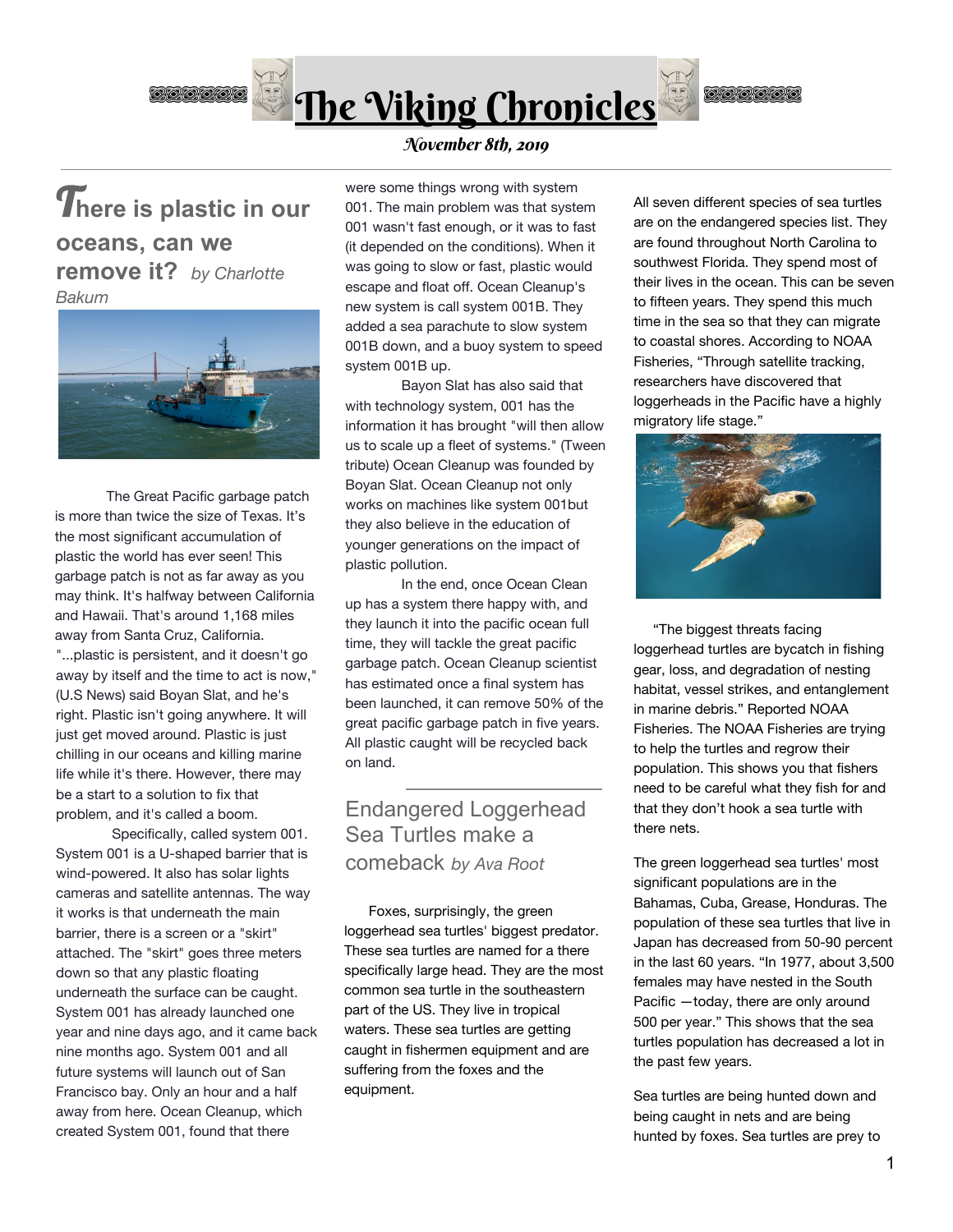# The Viking Chronicles

*November 8th, 2019*

## There is plastic in our oceans, can we remove it? *by Charlotte Bakum*

The Great Pacific garbage patch is more than twice the size of Texas. It's the most significant accumulation of plastic the world has ever seen! This garbage patch is not as far away as you may think. It's halfway between California and Hawaii. That's around 1,168 miles away from Santa Cruz, California. "...plastic is persistent, and it doesn't go away by itself and the time to act is now," (U.S News) said Boyan Slat, and he's right. Plastic isn't going anywhere. It will just get moved around. Plastic is just chilling in our oceans and killing marine life while it's there. However, there may be a start to a solution to fix that problem, and it's called a boom.

Specifically, called system 001. System 001 is a U-shaped barrier that is wind-powered. It also has solar lights cameras and satellite antennas. The way it works is that underneath the main barrier, there is a screen or a "skirt" attached. The "skirt" goes three meters down so that any plastic floating underneath the surface can be caught. System 001 has already launched one year and nine days ago, and it came back nine months ago. System 001 and all future systems will launch out of San Francisco bay. Only an hour and a half away from here. Ocean Cleanup, which created System 001, found that there were some things wrong with system 001. The main problem was that system 001 wasn't fast enough, or it was to fast (it depended on the conditions). When it was going to slow or fast, plastic would escape and float off. Ocean Cleanup's new system is call system 001B. They added a sea parachute to slow system 001B down, and a buoy system to speed system 001B up.

Bayon Slat has also said that with technology system, 001 has the information it has brought "will then allow us to scale up a fleet of systems." (Tween tribute) Ocean Cleanup was founded by Boyan Slat. Ocean Cleanup not only works on machines like system 001but they also believe in the education of younger generations on the impact of plastic pollution.

In the end, once Ocean Clean up has a system there happy with, and they launch it into the pacific ocean full time, they will tackle the great pacific garbage patch. Ocean Cleanup scientist has estimated once a final system has been launched, it can remove 50% of the great pacific garbage patch in five years. All plastic caught will be recycled back on land.

## Endangered Loggerhead Sea Turtles make a comeback *by Ava Root*

Foxes, surprisingly, the green loggerhead sea turtles' biggest predator. These sea turtles are named for a there specifically large head. They are the most common sea turtle in the southeastern part of the US. They live in tropical waters. These sea turtles are getting caught in fishermen equipment and are suffering from the foxes and the equipment.

All seven different species of sea turtles are on the endangered species list. They are found throughout North Carolina to southwest Florida. They spend most of their lives in the ocean. This can be seven to fifteen years. They spend this much time in the sea so that they can migrate to coastal shores. According to NOAA Fisheries, "Through satellite tracking, researchers have discovered that loggerheads in the Pacific have a highly migratory life stage."

"The biggest threats facing loggerhead turtles are bycatch in fishing gear, loss, and degradation of nesting habitat, vessel strikes, and entanglement in marine debris." Reported NOAA Fisheries. The NOAA Fisheries are trying to help the turtles and regrow their population. This shows you that fishers need to be careful what they fish for and that they don't hook a sea turtle with there nets.

The green loggerhead sea turtles' most significant populations are in the Bahamas, Cuba, Grease, Honduras. The population of these sea turtles that live in Japan has decreased from 50-90 percent in the last 60 years. "In 1977, about 3,500 females may have nested in the South Pacific —today, there are only around 500 per year." This shows that the sea turtles population has decreased a lot in the past few years.

Sea turtles are being hunted down and being caught in nets and are being hunted by foxes. Sea turtles are prey to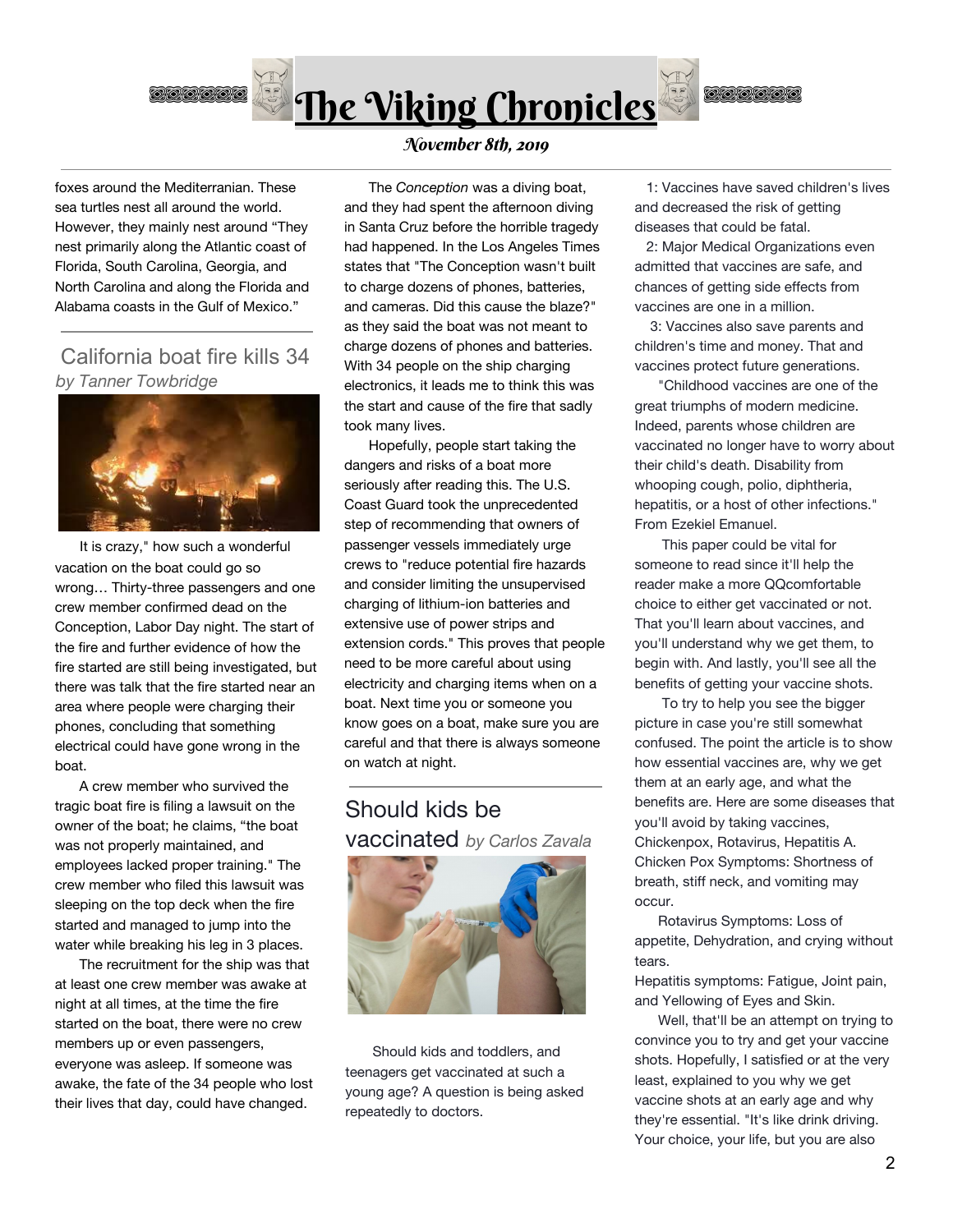foxes around the Mediterranean. These sea turtles nest all around the world. However, they mainly nest around "They nest primarily along the Atlantic coast of Florida, South Carolina, Georgia, and North Carolina and along the Florida and Alabama coasts in the Gulf of Mexico."

## California boat fire kills 34

*by Tanner Towbridge*

It is crazy," how such a wonderful vacation on the boat could go so wrong… Thirty-three passengers and one crew member confirmed dead on the Conception, Labor Day night. The start of the fire and further evidence of how the fire started are still being investigated, but there was talk that the fire started near an area where people were charging their phones, concluding that something electrical could have gone wrong in the boat.

A crew member who survived the tragic boat fire is filing a lawsuit on the owner of the boat; he claims, "the boat was not properly maintained, and employees lacked proper training." The crew member who filed this lawsuit was sleeping on the top deck when the fire started and managed to jump into the water while breaking his leg in 3 places.

The recruitment for the ship was that at least one crew member was awake at night at all times, at the time the fire started on the boat, there were no crew members up or even passengers, everyone was asleep. If someone was awake, the fate of the 34 people who lost their lives that day, could have changed.

The *Conception* was a diving boat, and they had spent the afternoon diving in Santa Cruz before the horrible tragedy had happened. In the Los Angeles Times states that "The Conception wasn't built to charge dozens of phones, batteries, and cameras. Did this cause the blaze?" as they said the boat was not meant to charge dozens of phones and batteries. With 34 people on the ship charging electronics, it leads me to think this was the start and cause of the fire that sadly took many lives.

Hopefully, people start taking the dangers and risks of a boat more seriously after reading this. The U.S. Coast Guard took the unprecedented step of recommending that owners of passenger vessels immediately urge crews to "reduce potential fire hazards and consider limiting the unsupervised charging of lithium-ion batteries and extensive use of power strips and extension cords." This proves that people need to be more careful about using electricity and charging items when on a boat. Next time you or someone you know goes on a boat, make sure you are careful and that there is always someone on watch at night.

## Should kids be vaccinated

*by Carlos Zavala*

Should kids and toddlers, and teenagers get vaccinated at such a young age? A question is being asked repeatedly to doctors.

1: Vaccines have saved children's lives and decreased the risk of getting diseases that could be fatal.

2: Major Medical Organizations even admitted that vaccines are safe, and chances of getting side effects from vaccines are one in a million.

3: Vaccines also save parents and children's time and money. That and vaccines protect future generations.

"Childhood vaccines are one of the great triumphs of modern medicine. Indeed, parents whose children are vaccinated no longer have to worry about their child's death. Disability from whooping cough, polio, diphtheria, hepatitis, or a host of other infections." From Ezekiel Emanuel.

This paper could be vital for someone to read since it'll help the reader make a more QQcomfortable choice to either get vaccinated or not. That you'll learn about vaccines, and you'll understand why we get them, to begin with. And lastly, you'll see all the benefits of getting your vaccine shots.

To try to help you see the bigger picture in case you're still somewhat confused. The point the article is to show how essential vaccines are, why we get them at an early age, and what the benefits are. Here are some diseases that you'll avoid by taking vaccines, Chickenpox, Rotavirus, Hepatitis A.
Chicken Pox Symptoms: Shortness of breath, stiff neck, and vomiting may occur.

Rotavirus Symptoms: Loss of appetite, Dehydration, and crying without tears.
Hepatitis symptoms: Fatigue, Joint pain, and Yellowing of Eyes and Skin.

Well, that'll be an attempt on trying to convince you to try and get your vaccine shots. Hopefully, I satisfied or at the very least, explained to you why we get vaccine shots at an early age and why they're essential. "It's like drink driving. Your choice, your life, but you are also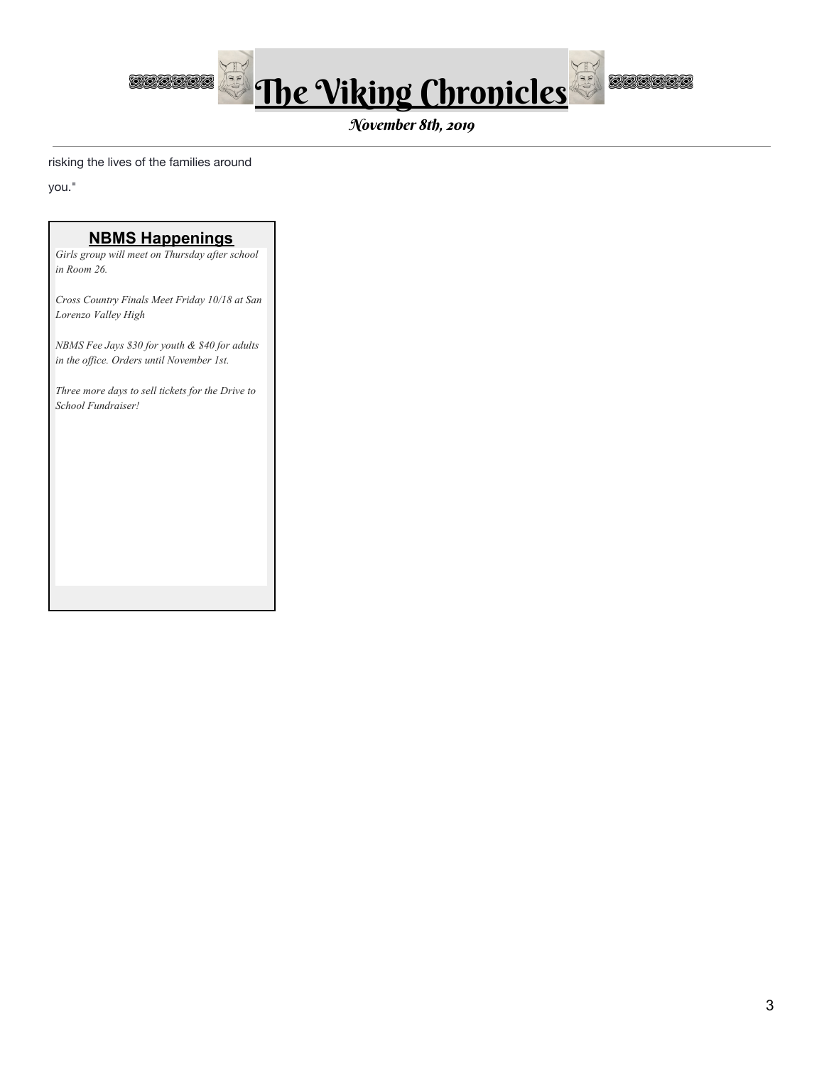risking the lives of the families around

you."

## NBMS Happenings

*Girls group will meet on Thursday after school in Room 26.*

*Cross Country Finals Meet Friday 10/18 at San Lorenzo Valley High*

*NBMS Fee Jays $30 for youth & $40 for adults in the office. Orders until November 1st.*

*Three more days to sell tickets for the Drive to School Fundraiser!*